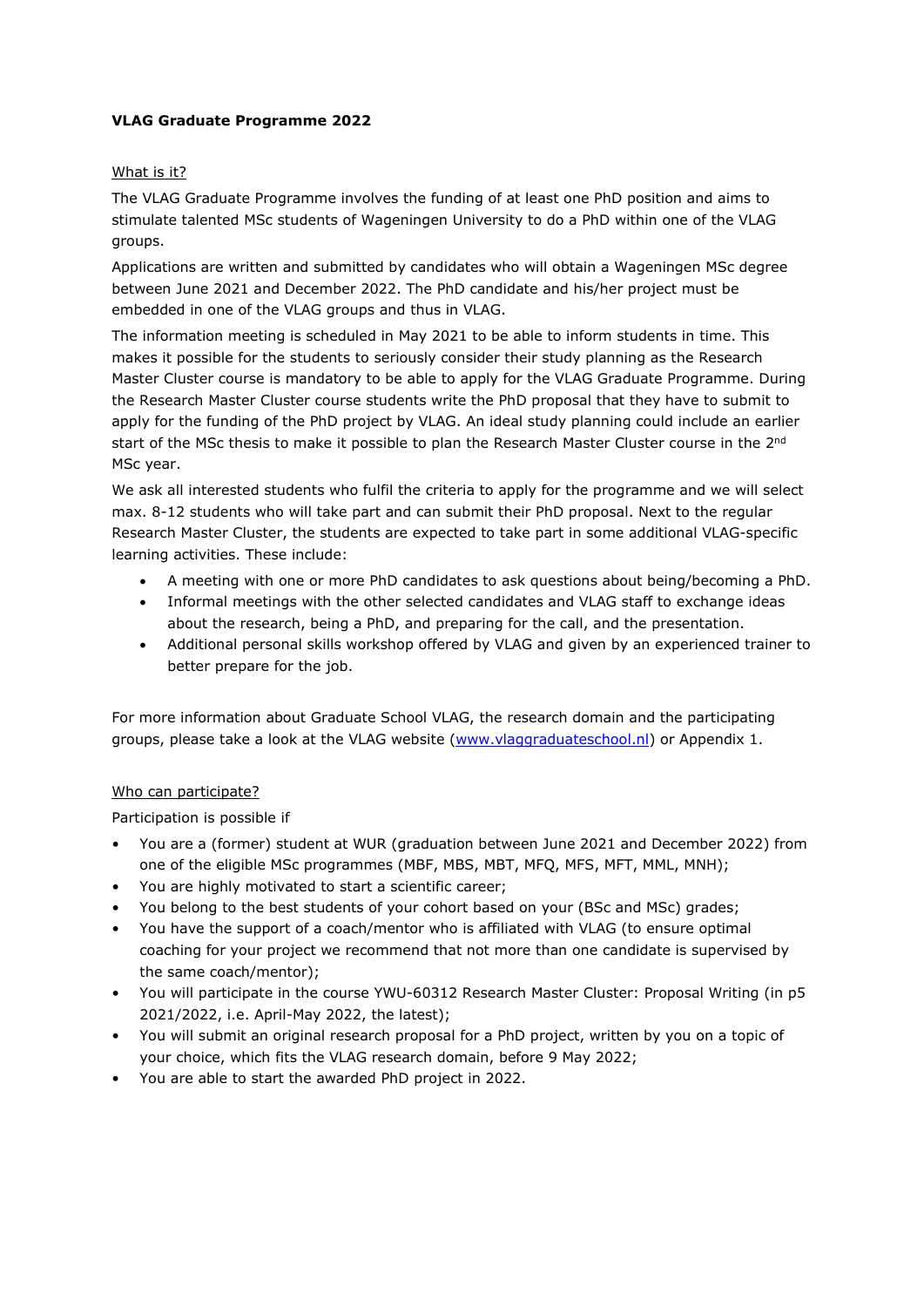**VLAG Graduate Programme 2022**

What is it?

The VLAG Graduate Programme involves the funding of at least one PhD position and aims to stimulate talented MSc students of Wageningen University to do a PhD within one of the VLAG groups.

Applications are written and submitted by candidates who will obtain a Wageningen MSc degree between June 2021 and December 2022. The PhD candidate and his/her project must be embedded in one of the VLAG groups and thus in VLAG.

The information meeting is scheduled in May 2021 to be able to inform students in time. This makes it possible for the students to seriously consider their study planning as the Research Master Cluster course is mandatory to be able to apply for the VLAG Graduate Programme. During the Research Master Cluster course students write the PhD proposal that they have to submit to apply for the funding of the PhD project by VLAG. An ideal study planning could include an earlier start of the MSc thesis to make it possible to plan the Research Master Cluster course in the 2nd MSc year.

We ask all interested students who fulfil the criteria to apply for the programme and we will select max. 8-12 students who will take part and can submit their PhD proposal. Next to the regular Research Master Cluster, the students are expected to take part in some additional VLAG-specific learning activities. These include:

- A meeting with one or more PhD candidates to ask questions about being/becoming a PhD.
- Informal meetings with the other selected candidates and VLAG staff to exchange ideas about the research, being a PhD, and preparing for the call, and the presentation.
- Additional personal skills workshop offered by VLAG and given by an experienced trainer to better prepare for the job.

For more information about Graduate School VLAG, the research domain and the participating groups, please take a look at the VLAG website (www.vlaggraduateschool.nl) or Appendix 1.

Who can participate?

Participation is possible if

- You are a (former) student at WUR (graduation between June 2021 and December 2022) from one of the eligible MSc programmes (MBF, MBS, MBT, MFQ, MFS, MFT, MML, MNH);
- You are highly motivated to start a scientific career;
- You belong to the best students of your cohort based on your (BSc and MSc) grades;
- You have the support of a coach/mentor who is affiliated with VLAG (to ensure optimal coaching for your project we recommend that not more than one candidate is supervised by the same coach/mentor);
- You will participate in the course YWU-60312 Research Master Cluster: Proposal Writing (in p5 2021/2022, i.e. April-May 2022, the latest);
- You will submit an original research proposal for a PhD project, written by you on a topic of your choice, which fits the VLAG research domain, before 9 May 2022;
- You are able to start the awarded PhD project in 2022.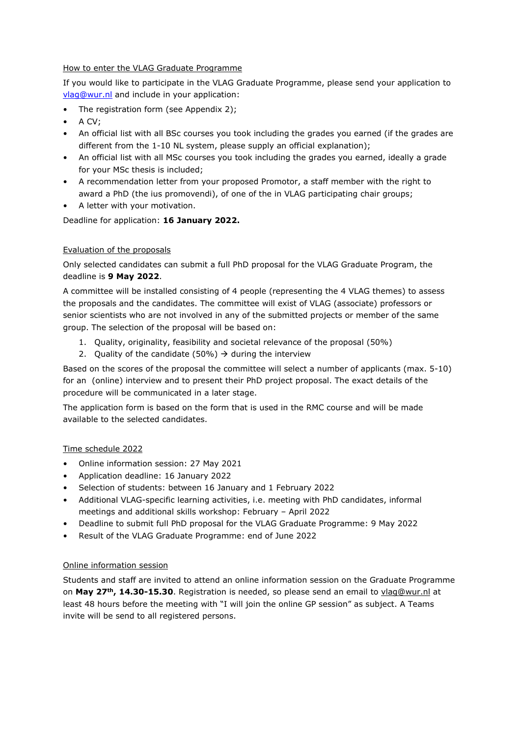How to enter the VLAG Graduate Programme

If you would like to participate in the VLAG Graduate Programme, please send your application to vlag@wur.nl and include in your application:

- The registration form (see Appendix 2);
- A CV;
- An official list with all BSc courses you took including the grades you earned (if the grades are different from the 1-10 NL system, please supply an official explanation);
- An official list with all MSc courses you took including the grades you earned, ideally a grade for your MSc thesis is included;
- A recommendation letter from your proposed Promotor, a staff member with the right to award a PhD (the ius promovendi), of one of the in VLAG participating chair groups;
- A letter with your motivation.

Deadline for application: **16 January 2022.**

Evaluation of the proposals

Only selected candidates can submit a full PhD proposal for the VLAG Graduate Program, the deadline is **9 May 2022**.

A committee will be installed consisting of 4 people (representing the 4 VLAG themes) to assess the proposals and the candidates. The committee will exist of VLAG (associate) professors or senior scientists who are not involved in any of the submitted projects or member of the same group. The selection of the proposal will be based on:

1. Quality, originality, feasibility and societal relevance of the proposal (50%)
2. Quality of the candidate (50%) → during the interview

Based on the scores of the proposal the committee will select a number of applicants (max. 5-10) for an (online) interview and to present their PhD project proposal. The exact details of the procedure will be communicated in a later stage.

The application form is based on the form that is used in the RMC course and will be made available to the selected candidates.

Time schedule 2022

- Online information session: 27 May 2021
- Application deadline: 16 January 2022
- Selection of students: between 16 January and 1 February 2022
- Additional VLAG-specific learning activities, i.e. meeting with PhD candidates, informal meetings and additional skills workshop: February – April 2022
- Deadline to submit full PhD proposal for the VLAG Graduate Programme: 9 May 2022
- Result of the VLAG Graduate Programme: end of June 2022

Online information session

Students and staff are invited to attend an online information session on the Graduate Programme on **May 27th, 14.30-15.30**. Registration is needed, so please send an email to vlag@wur.nl at least 48 hours before the meeting with "I will join the online GP session" as subject. A Teams invite will be send to all registered persons.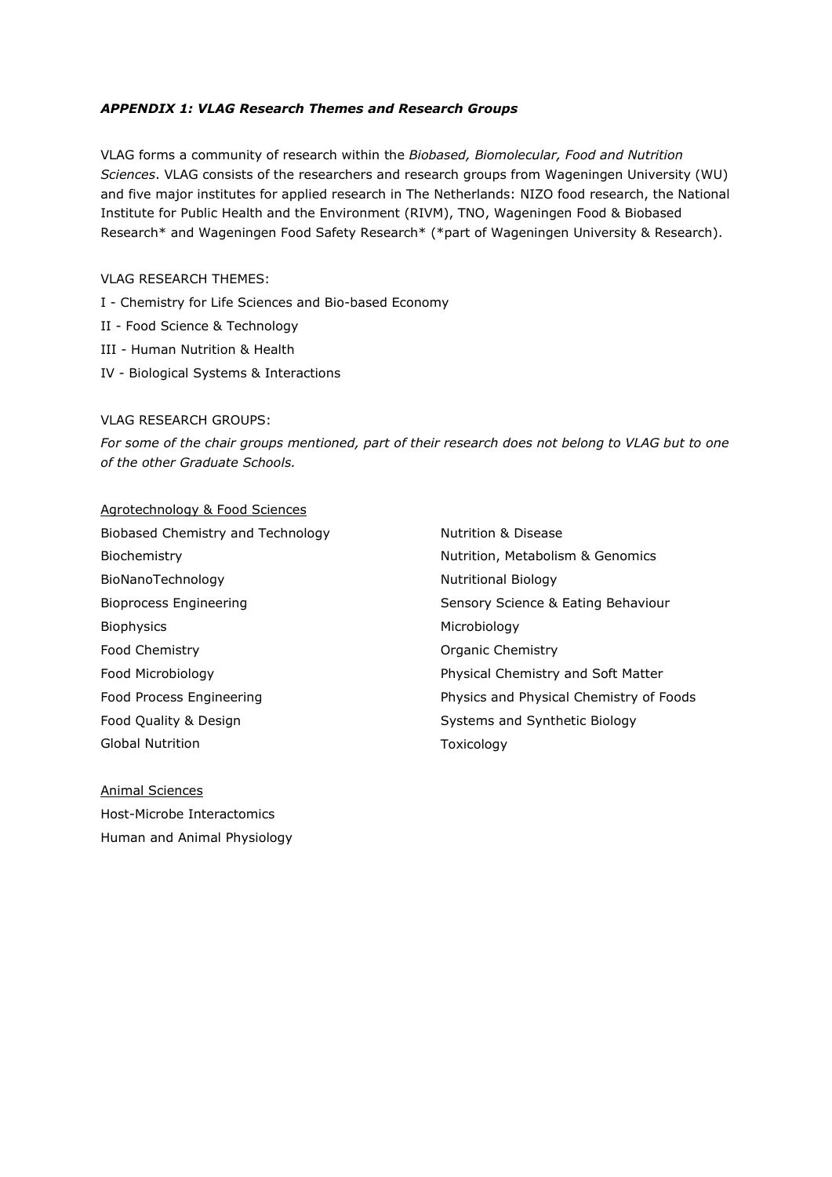### *APPENDIX 1: VLAG Research Themes and Research Groups*

VLAG forms a community of research within the *Biobased, Biomolecular, Food and Nutrition Sciences*. VLAG consists of the researchers and research groups from Wageningen University (WU) and five major institutes for applied research in The Netherlands: NIZO food research, the National Institute for Public Health and the Environment (RIVM), TNO, Wageningen Food & Biobased Research* and Wageningen Food Safety Research* (*part of Wageningen University & Research).

VLAG RESEARCH THEMES:

I - Chemistry for Life Sciences and Bio-based Economy

II - Food Science & Technology

III - Human Nutrition & Health

IV - Biological Systems & Interactions

VLAG RESEARCH GROUPS:

*For some of the chair groups mentioned, part of their research does not belong to VLAG but to one of the other Graduate Schools.*

<u>Agrotechnology & Food Sciences</u>

Biobased Chemistry and Technology
Biochemistry
BioNanoTechnology
Bioprocess Engineering
Biophysics
Food Chemistry
Food Microbiology
Food Process Engineering
Food Quality & Design
Global Nutrition
Nutrition & Disease
Nutrition, Metabolism & Genomics
Nutritional Biology
Sensory Science & Eating Behaviour
Microbiology
Organic Chemistry
Physical Chemistry and Soft Matter
Physics and Physical Chemistry of Foods
Systems and Synthetic Biology
Toxicology

<u>Animal Sciences</u>

Host-Microbe Interactomics
Human and Animal Physiology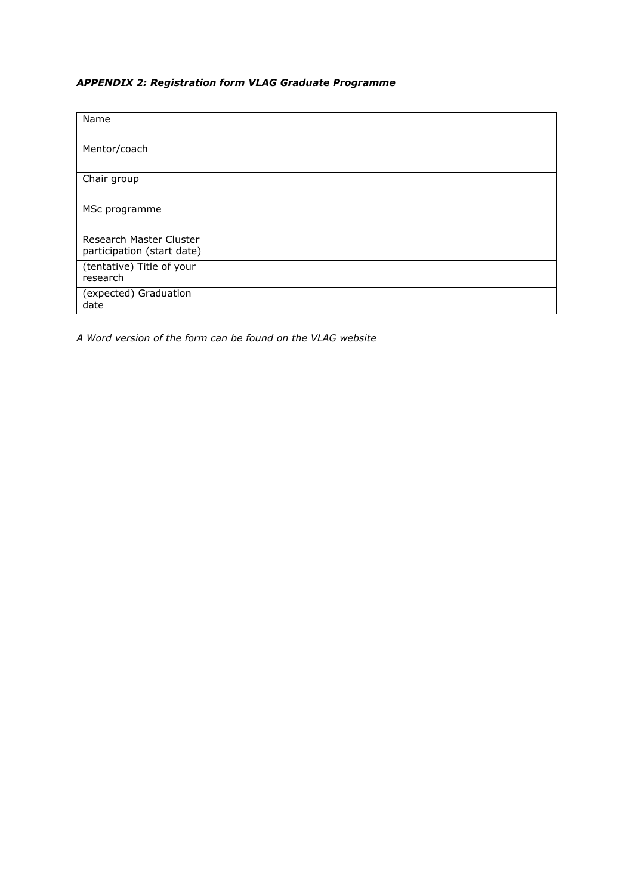***APPENDIX 2: Registration form VLAG Graduate Programme***

| | |
|---|---|
| Name | |
| Mentor/coach | |
| Chair group | |
| MSc programme | |
| Research Master Cluster participation (start date) | |
| (tentative) Title of your research | |
| (expected) Graduation date | |

*A Word version of the form can be found on the VLAG website*